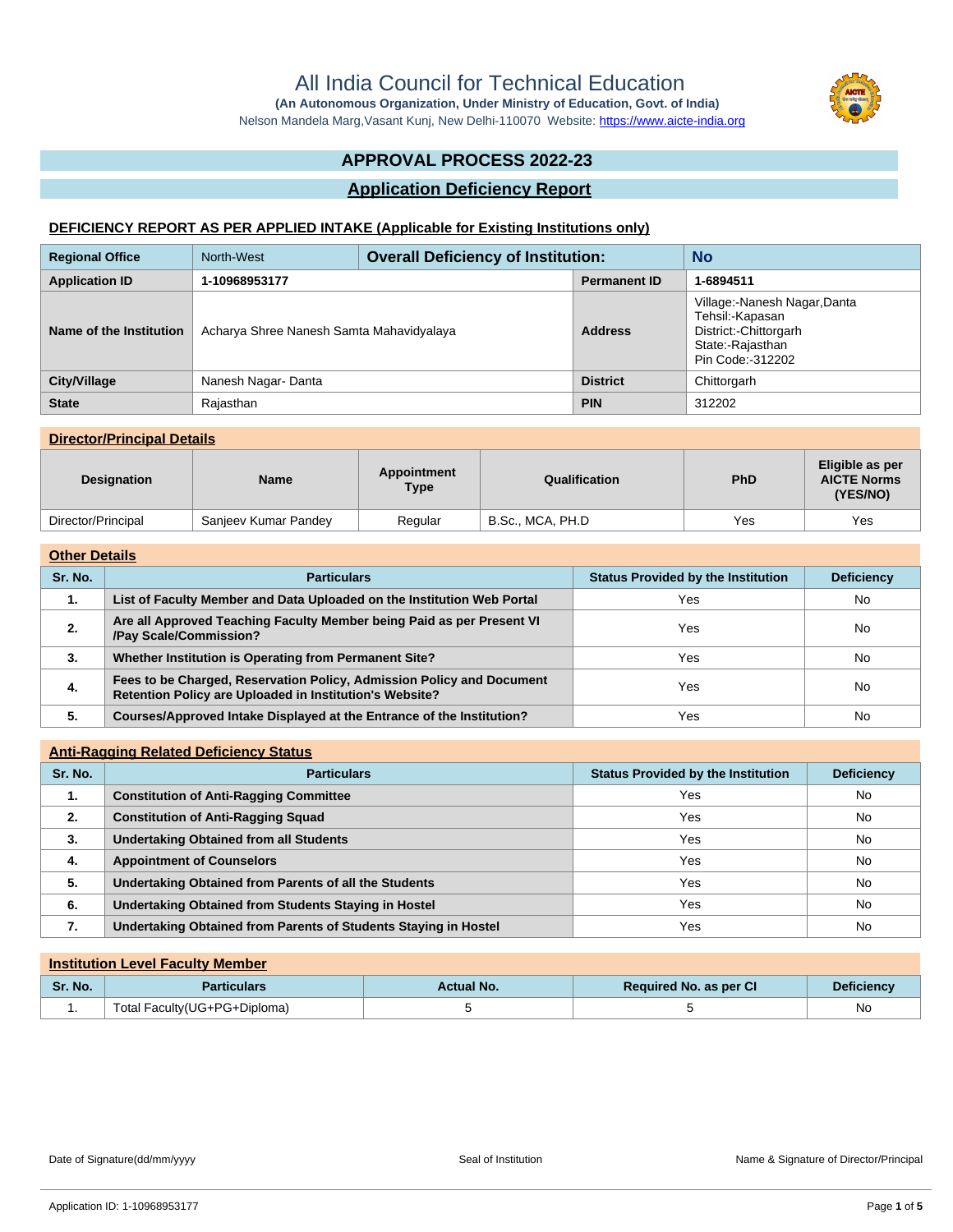# All India Council for Technical Education

**(An Autonomous Organization, Under Ministry of Education, Govt. of India)**

Nelson Mandela Marg,Vasant Kunj, New Delhi-110070 Website: https://www.aicte-india.org

## APPROVAL PROCESS 2022-23

## Application Deficiency Report

### DEFICIENCY REPORT AS PER APPLIED INTAKE (Applicable for Existing Institutions only)

| Regional Office | North-West | Overall Deficiency of Institution: | No |
|---|---|---|---|
| Application ID | 1-10968953177 | Permanent ID | 1-6894511 |
| Name of the Institution | Acharya Shree Nanesh Samta Mahavidyalaya | Address | Village:-Nanesh Nagar,Danta Tehsil:-Kapasan District:-Chittorgarh State:-Rajasthan Pin Code:-312202 |
| City/Village | Nanesh Nagar- Danta | District | Chittorgarh |
| State | Rajasthan | PIN | 312202 |

### Director/Principal Details

| Designation | Name | Appointment Type | Qualification | PhD | Eligible as per AICTE Norms (YES/NO) |
|---|---|---|---|---|---|
| Director/Principal | Sanjeev Kumar Pandey | Regular | B.Sc., MCA, PH.D | Yes | Yes |

### Other Details

| Sr. No. | Particulars | Status Provided by the Institution | Deficiency |
|---|---|---|---|
| 1. | List of Faculty Member and Data Uploaded on the Institution Web Portal | Yes | No |
| 2. | Are all Approved Teaching Faculty Member being Paid as per Present VI /Pay Scale/Commission? | Yes | No |
| 3. | Whether Institution is Operating from Permanent Site? | Yes | No |
| 4. | Fees to be Charged, Reservation Policy, Admission Policy and Document Retention Policy are Uploaded in Institution's Website? | Yes | No |
| 5. | Courses/Approved Intake Displayed at the Entrance of the Institution? | Yes | No |

### Anti-Ragging Related Deficiency Status

| Sr. No. | Particulars | Status Provided by the Institution | Deficiency |
|---|---|---|---|
| 1. | Constitution of Anti-Ragging Committee | Yes | No |
| 2. | Constitution of Anti-Ragging Squad | Yes | No |
| 3. | Undertaking Obtained from all Students | Yes | No |
| 4. | Appointment of Counselors | Yes | No |
| 5. | Undertaking Obtained from Parents of all the Students | Yes | No |
| 6. | Undertaking Obtained from Students Staying in Hostel | Yes | No |
| 7. | Undertaking Obtained from Parents of Students Staying in Hostel | Yes | No |

### Institution Level Faculty Member

| Sr. No. | Particulars | Actual No. | Required No. as per CI | Deficiency |
|---|---|---|---|---|
| 1. | Total Faculty(UG+PG+Diploma) | 5 | 5 | No |

Date of Signature(dd/mm/yyyy) Seal of Institution Name & Signature of Director/Principal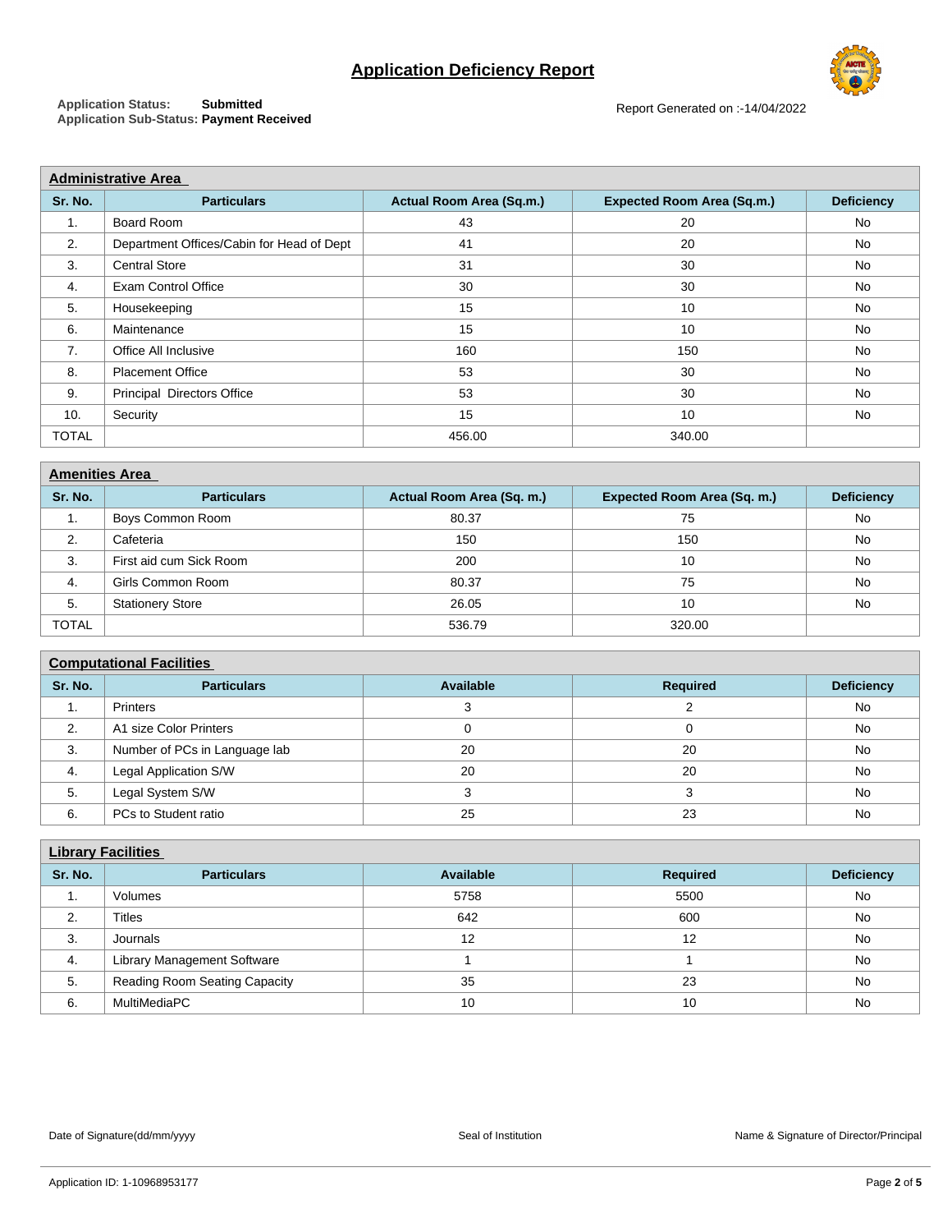# Application Deficiency Report

**Application Status:** Submitted
**Application Sub-Status:** Payment Received

Report Generated on :-14/04/2022

## Administrative Area

| Sr. No. | Particulars | Actual Room Area (Sq.m.) | Expected Room Area (Sq.m.) | Deficiency |
|---|---|---|---|---|
| 1. | Board Room | 43 | 20 | No |
| 2. | Department Offices/Cabin for Head of Dept | 41 | 20 | No |
| 3. | Central Store | 31 | 30 | No |
| 4. | Exam Control Office | 30 | 30 | No |
| 5. | Housekeeping | 15 | 10 | No |
| 6. | Maintenance | 15 | 10 | No |
| 7. | Office All Inclusive | 160 | 150 | No |
| 8. | Placement Office | 53 | 30 | No |
| 9. | Principal Directors Office | 53 | 30 | No |
| 10. | Security | 15 | 10 | No |
| TOTAL | | 456.00 | 340.00 | |

## Amenities Area

| Sr. No. | Particulars | Actual Room Area (Sq. m.) | Expected Room Area (Sq. m.) | Deficiency |
|---|---|---|---|---|
| 1. | Boys Common Room | 80.37 | 75 | No |
| 2. | Cafeteria | 150 | 150 | No |
| 3. | First aid cum Sick Room | 200 | 10 | No |
| 4. | Girls Common Room | 80.37 | 75 | No |
| 5. | Stationery Store | 26.05 | 10 | No |
| TOTAL | | 536.79 | 320.00 | |

## Computational Facilities

| Sr. No. | Particulars | Available | Required | Deficiency |
|---|---|---|---|---|
| 1. | Printers | 3 | 2 | No |
| 2. | A1 size Color Printers | 0 | 0 | No |
| 3. | Number of PCs in Language lab | 20 | 20 | No |
| 4. | Legal Application S/W | 20 | 20 | No |
| 5. | Legal System S/W | 3 | 3 | No |
| 6. | PCs to Student ratio | 25 | 23 | No |

## Library Facilities

| Sr. No. | Particulars | Available | Required | Deficiency |
|---|---|---|---|---|
| 1. | Volumes | 5758 | 5500 | No |
| 2. | Titles | 642 | 600 | No |
| 3. | Journals | 12 | 12 | No |
| 4. | Library Management Software | 1 | 1 | No |
| 5. | Reading Room Seating Capacity | 35 | 23 | No |
| 6. | MultiMediaPC | 10 | 10 | No |

Date of Signature(dd/mm/yyyy) Seal of Institution Name & Signature of Director/Principal

Application ID: 1-10968953177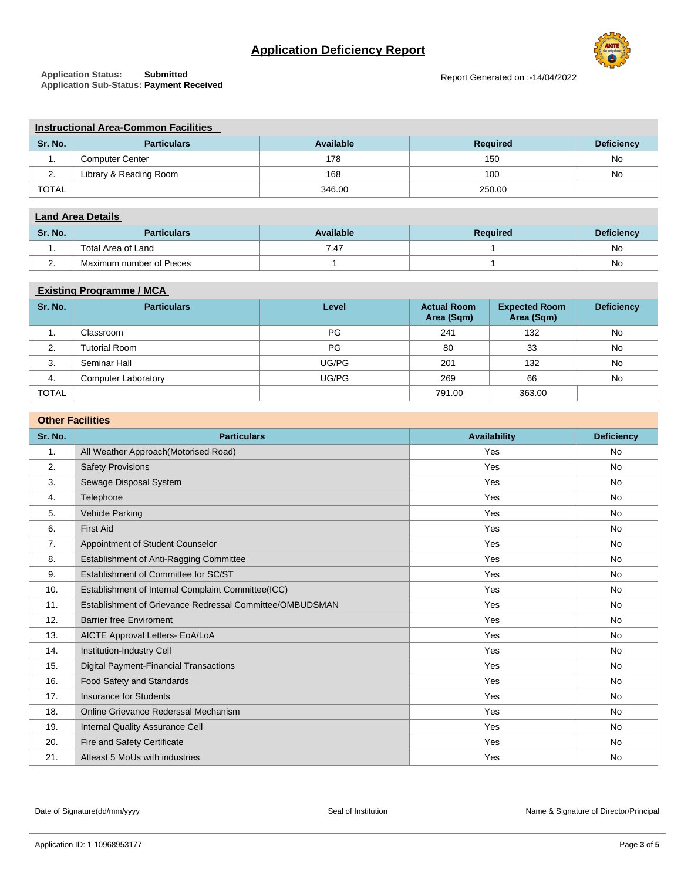# Application Deficiency Report

**Application Status:** Submitted
**Application Sub-Status:** Payment Received

Report Generated on :-14/04/2022

| **Instructional Area-Common Facilities** | | | | |
|---|---|---|---|---|
| **Sr. No.** | **Particulars** | **Available** | **Required** | **Deficiency** |
| 1. | Computer Center | 178 | 150 | No |
| 2. | Library & Reading Room | 168 | 100 | No |
| TOTAL | | 346.00 | 250.00 | |

| **Land Area Details** | | | | |
|---|---|---|---|---|
| **Sr. No.** | **Particulars** | **Available** | **Required** | **Deficiency** |
| 1. | Total Area of Land | 7.47 | 1 | No |
| 2. | Maximum number of Pieces | 1 | 1 | No |

| **Existing Programme / MCA** | | | | | |
|---|---|---|---|---|---|
| **Sr. No.** | **Particulars** | **Level** | **Actual Room Area (Sqm)** | **Expected Room Area (Sqm)** | **Deficiency** |
| 1. | Classroom | PG | 241 | 132 | No |
| 2. | Tutorial Room | PG | 80 | 33 | No |
| 3. | Seminar Hall | UG/PG | 201 | 132 | No |
| 4. | Computer Laboratory | UG/PG | 269 | 66 | No |
| TOTAL | | | 791.00 | 363.00 | |

| **Other Facilities** | | | |
|---|---|---|---|
| **Sr. No.** | **Particulars** | **Availability** | **Deficiency** |
| 1. | All Weather Approach(Motorised Road) | Yes | No |
| 2. | Safety Provisions | Yes | No |
| 3. | Sewage Disposal System | Yes | No |
| 4. | Telephone | Yes | No |
| 5. | Vehicle Parking | Yes | No |
| 6. | First Aid | Yes | No |
| 7. | Appointment of Student Counselor | Yes | No |
| 8. | Establishment of Anti-Ragging Committee | Yes | No |
| 9. | Establishment of Committee for SC/ST | Yes | No |
| 10. | Establishment of Internal Complaint Committee(ICC) | Yes | No |
| 11. | Establishment of Grievance Redressal Committee/OMBUDSMAN | Yes | No |
| 12. | Barrier free Enviroment | Yes | No |
| 13. | AICTE Approval Letters- EoA/LoA | Yes | No |
| 14. | Institution-Industry Cell | Yes | No |
| 15. | Digital Payment-Financial Transactions | Yes | No |
| 16. | Food Safety and Standards | Yes | No |
| 17. | Insurance for Students | Yes | No |
| 18. | Online Grievance Rederssal Mechanism | Yes | No |
| 19. | Internal Quality Assurance Cell | Yes | No |
| 20. | Fire and Safety Certificate | Yes | No |
| 21. | Atleast 5 MoUs with industries | Yes | No |

Date of Signature(dd/mm/yyyy) | Seal of Institution | Name & Signature of Director/Principal

Application ID: 1-10968953177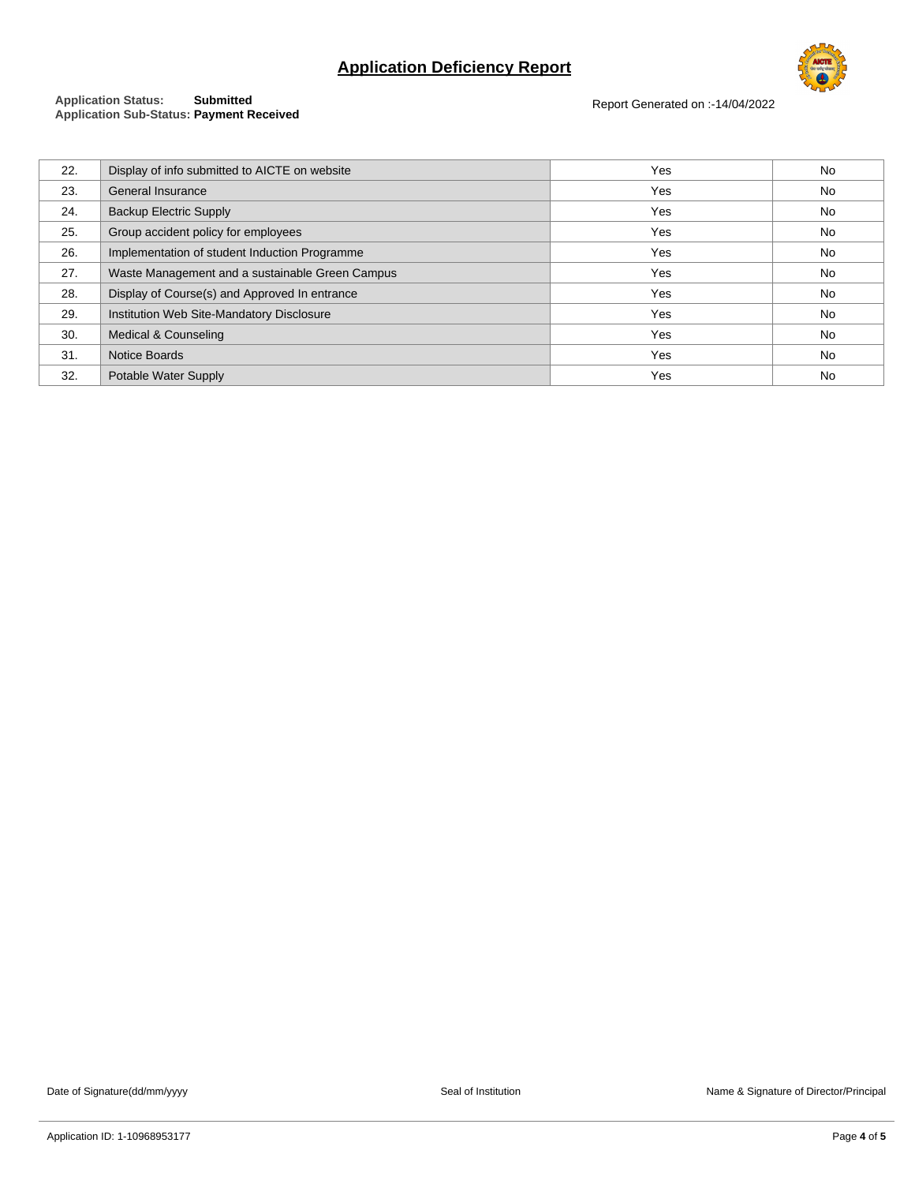# Application Deficiency Report

**Application Status:** **Submitted**
**Application Sub-Status:** **Payment Received**

Report Generated on :-14/04/2022

| | | | |
|---|---|---|---|
| 22. | Display of info submitted to AICTE on website | Yes | No |
| 23. | General Insurance | Yes | No |
| 24. | Backup Electric Supply | Yes | No |
| 25. | Group accident policy for employees | Yes | No |
| 26. | Implementation of student Induction Programme | Yes | No |
| 27. | Waste Management and a sustainable Green Campus | Yes | No |
| 28. | Display of Course(s) and Approved In entrance | Yes | No |
| 29. | Institution Web Site-Mandatory Disclosure | Yes | No |
| 30. | Medical & Counseling | Yes | No |
| 31. | Notice Boards | Yes | No |
| 32. | Potable Water Supply | Yes | No |

Date of Signature(dd/mm/yyyy)

Seal of Institution

Name & Signature of Director/Principal

Application ID: 1-10968953177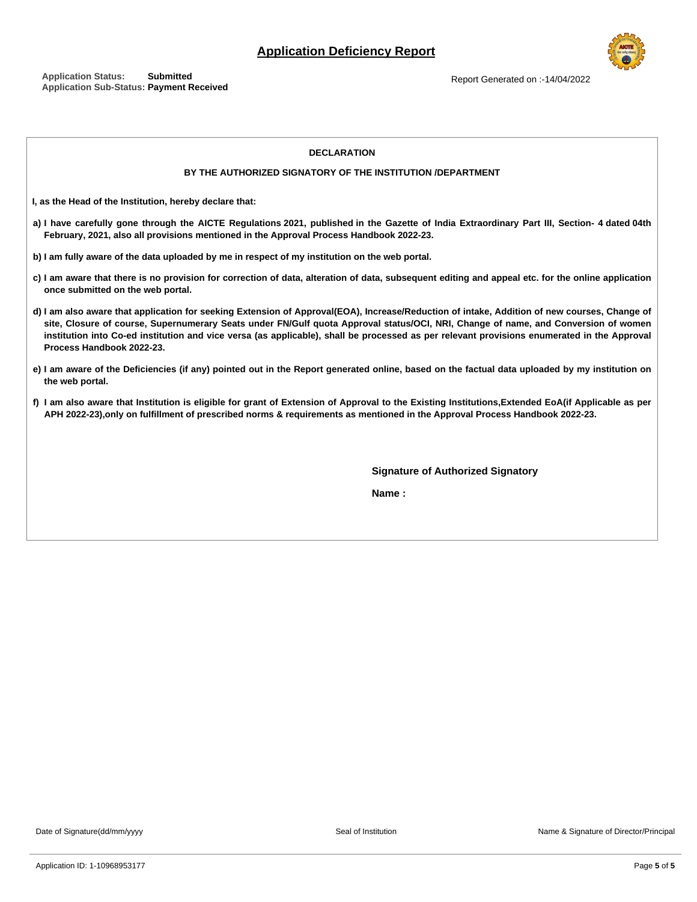# Application Deficiency Report

**Application Status:** **Submitted**
**Application Sub-Status:** **Payment Received**

Report Generated on :-14/04/2022

## DECLARATION

### BY THE AUTHORIZED SIGNATORY OF THE INSTITUTION /DEPARTMENT

**I, as the Head of the Institution, hereby declare that:**

**a) I have carefully gone through the AICTE Regulations 2021, published in the Gazette of India Extraordinary Part III, Section- 4 dated 04th February, 2021, also all provisions mentioned in the Approval Process Handbook 2022-23.**

**b) I am fully aware of the data uploaded by me in respect of my institution on the web portal.**

**c) I am aware that there is no provision for correction of data, alteration of data, subsequent editing and appeal etc. for the online application once submitted on the web portal.**

**d) I am also aware that application for seeking Extension of Approval(EOA), Increase/Reduction of intake, Addition of new courses, Change of site, Closure of course, Supernumerary Seats under FN/Gulf quota Approval status/OCI, NRI, Change of name, and Conversion of women institution into Co-ed institution and vice versa (as applicable), shall be processed as per relevant provisions enumerated in the Approval Process Handbook 2022-23.**

**e) I am aware of the Deficiencies (if any) pointed out in the Report generated online, based on the factual data uploaded by my institution on the web portal.**

**f) I am also aware that Institution is eligible for grant of Extension of Approval to the Existing Institutions,Extended EoA(if Applicable as per APH 2022-23),only on fulfillment of prescribed norms & requirements as mentioned in the Approval Process Handbook 2022-23.**

**Signature of Authorized Signatory**

**Name :**

Date of Signature(dd/mm/yyyy)

Seal of Institution

Name & Signature of Director/Principal

Application ID: 1-10968953177